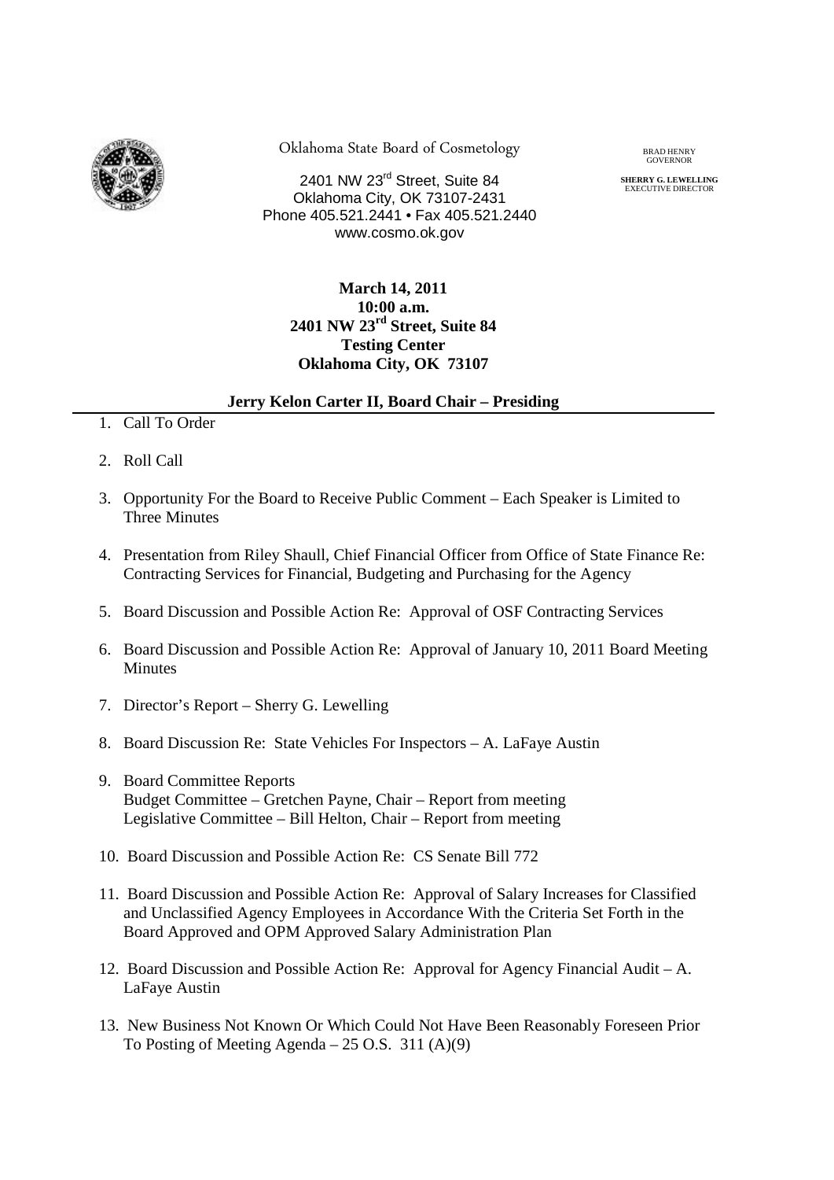Oklahoma State Board of Cosmetology

2401 NW 23rd Street, Suite 84
Oklahoma City, OK 73107-2431
Phone 405.521.2441 • Fax 405.521.2440
www.cosmo.ok.gov

BRAD HENRY
GOVERNOR

**SHERRY G. LEWELLING**
EXECUTIVE DIRECTOR

**March 14, 2011**
**10:00 a.m.**
**2401 NW 23rd Street, Suite 84**
**Testing Center**
**Oklahoma City, OK 73107**

**Jerry Kelon Carter II, Board Chair – Presiding**

1. Call To Order
2. Roll Call
3. Opportunity For the Board to Receive Public Comment – Each Speaker is Limited to Three Minutes
4. Presentation from Riley Shaull, Chief Financial Officer from Office of State Finance Re: Contracting Services for Financial, Budgeting and Purchasing for the Agency
5. Board Discussion and Possible Action Re: Approval of OSF Contracting Services
6. Board Discussion and Possible Action Re: Approval of January 10, 2011 Board Meeting Minutes
7. Director's Report – Sherry G. Lewelling
8. Board Discussion Re: State Vehicles For Inspectors – A. LaFaye Austin
9. Board Committee Reports
   Budget Committee – Gretchen Payne, Chair – Report from meeting
   Legislative Committee – Bill Helton, Chair – Report from meeting
10. Board Discussion and Possible Action Re: CS Senate Bill 772
11. Board Discussion and Possible Action Re: Approval of Salary Increases for Classified and Unclassified Agency Employees in Accordance With the Criteria Set Forth in the Board Approved and OPM Approved Salary Administration Plan
12. Board Discussion and Possible Action Re: Approval for Agency Financial Audit – A. LaFaye Austin
13. New Business Not Known Or Which Could Not Have Been Reasonably Foreseen Prior To Posting of Meeting Agenda – 25 O.S. 311 (A)(9)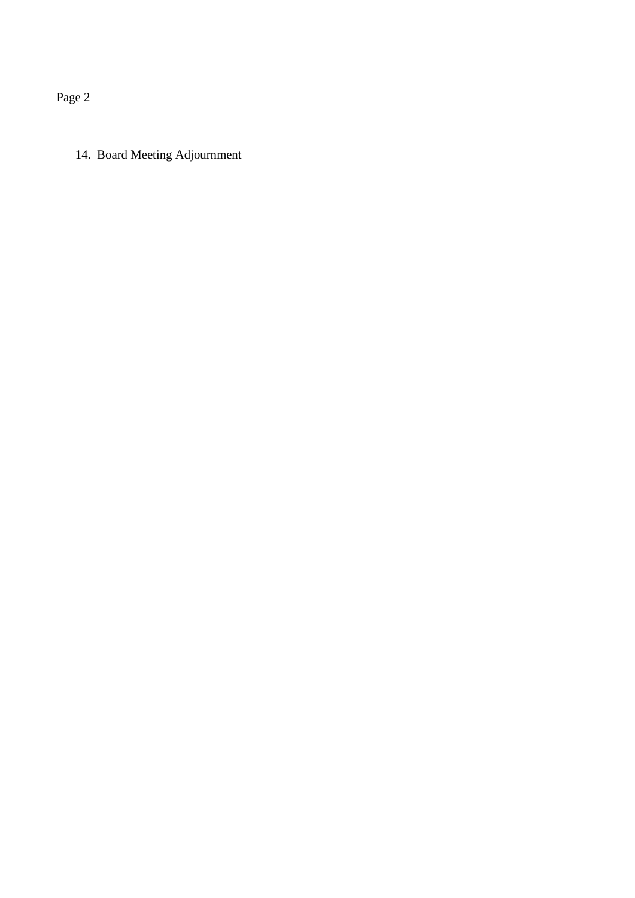14. Board Meeting Adjournment